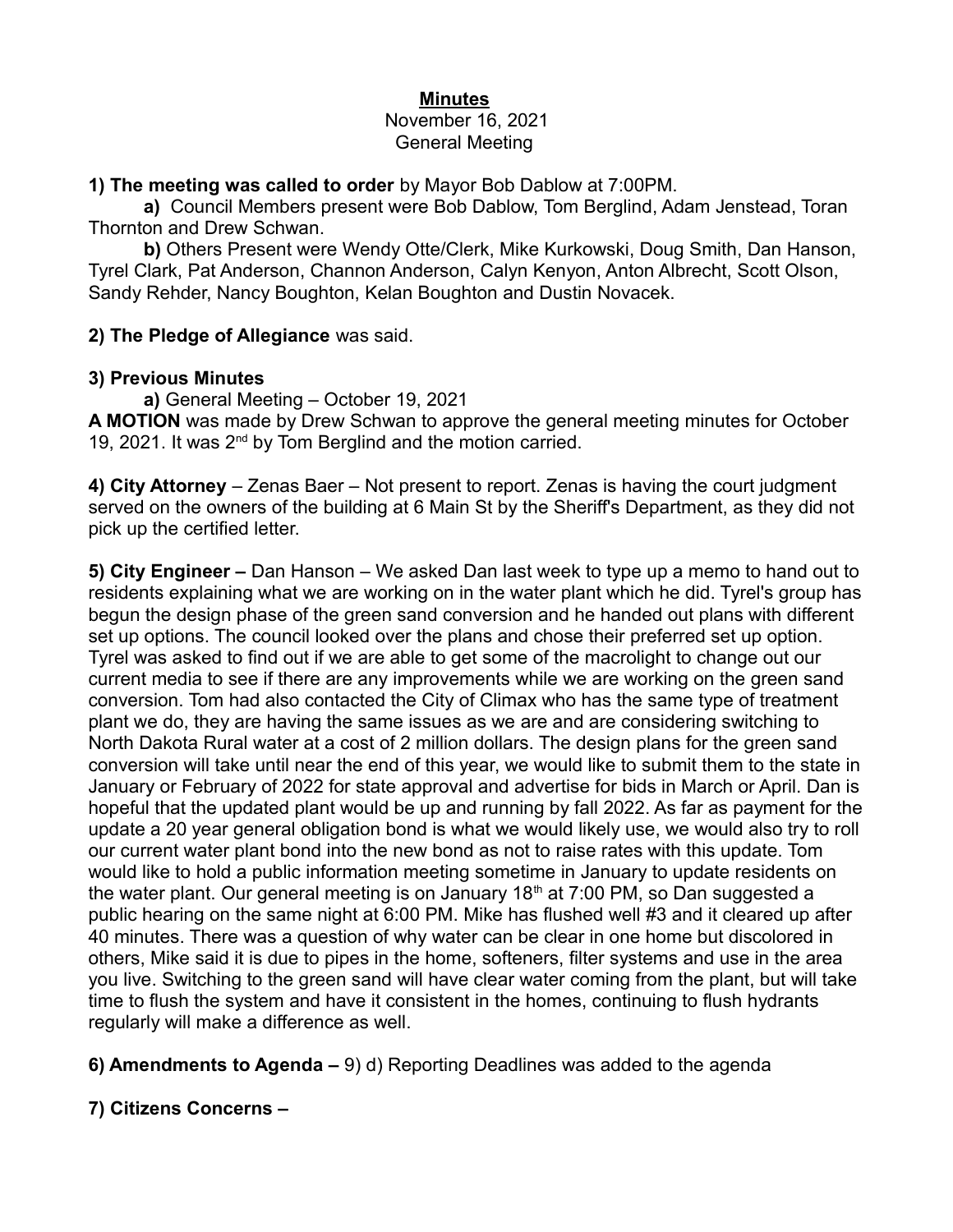# Minutes

November 16, 2021
General Meeting

**1) The meeting was called to order** by Mayor Bob Dablow at 7:00PM.

**a)** Council Members present were Bob Dablow, Tom Berglind, Adam Jenstead, Toran Thornton and Drew Schwan.

**b)** Others Present were Wendy Otte/Clerk, Mike Kurkowski, Doug Smith, Dan Hanson, Tyrel Clark, Pat Anderson, Channon Anderson, Calyn Kenyon, Anton Albrecht, Scott Olson, Sandy Rehder, Nancy Boughton, Kelan Boughton and Dustin Novacek.

**2) The Pledge of Allegiance** was said.

**3) Previous Minutes**

**a)** General Meeting – October 19, 2021

**A MOTION** was made by Drew Schwan to approve the general meeting minutes for October 19, 2021. It was 2nd by Tom Berglind and the motion carried.

**4) City Attorney** – Zenas Baer – Not present to report. Zenas is having the court judgment served on the owners of the building at 6 Main St by the Sheriff's Department, as they did not pick up the certified letter.

**5) City Engineer –** Dan Hanson – We asked Dan last week to type up a memo to hand out to residents explaining what we are working on in the water plant which he did. Tyrel's group has begun the design phase of the green sand conversion and he handed out plans with different set up options. The council looked over the plans and chose their preferred set up option. Tyrel was asked to find out if we are able to get some of the macrolight to change out our current media to see if there are any improvements while we are working on the green sand conversion. Tom had also contacted the City of Climax who has the same type of treatment plant we do, they are having the same issues as we are and are considering switching to North Dakota Rural water at a cost of 2 million dollars. The design plans for the green sand conversion will take until near the end of this year, we would like to submit them to the state in January or February of 2022 for state approval and advertise for bids in March or April. Dan is hopeful that the updated plant would be up and running by fall 2022. As far as payment for the update a 20 year general obligation bond is what we would likely use, we would also try to roll our current water plant bond into the new bond as not to raise rates with this update. Tom would like to hold a public information meeting sometime in January to update residents on the water plant. Our general meeting is on January 18th at 7:00 PM, so Dan suggested a public hearing on the same night at 6:00 PM. Mike has flushed well #3 and it cleared up after 40 minutes. There was a question of why water can be clear in one home but discolored in others, Mike said it is due to pipes in the home, softeners, filter systems and use in the area you live. Switching to the green sand will have clear water coming from the plant, but will take time to flush the system and have it consistent in the homes, continuing to flush hydrants regularly will make a difference as well.

**6) Amendments to Agenda –** 9) d) Reporting Deadlines was added to the agenda

**7) Citizens Concerns –**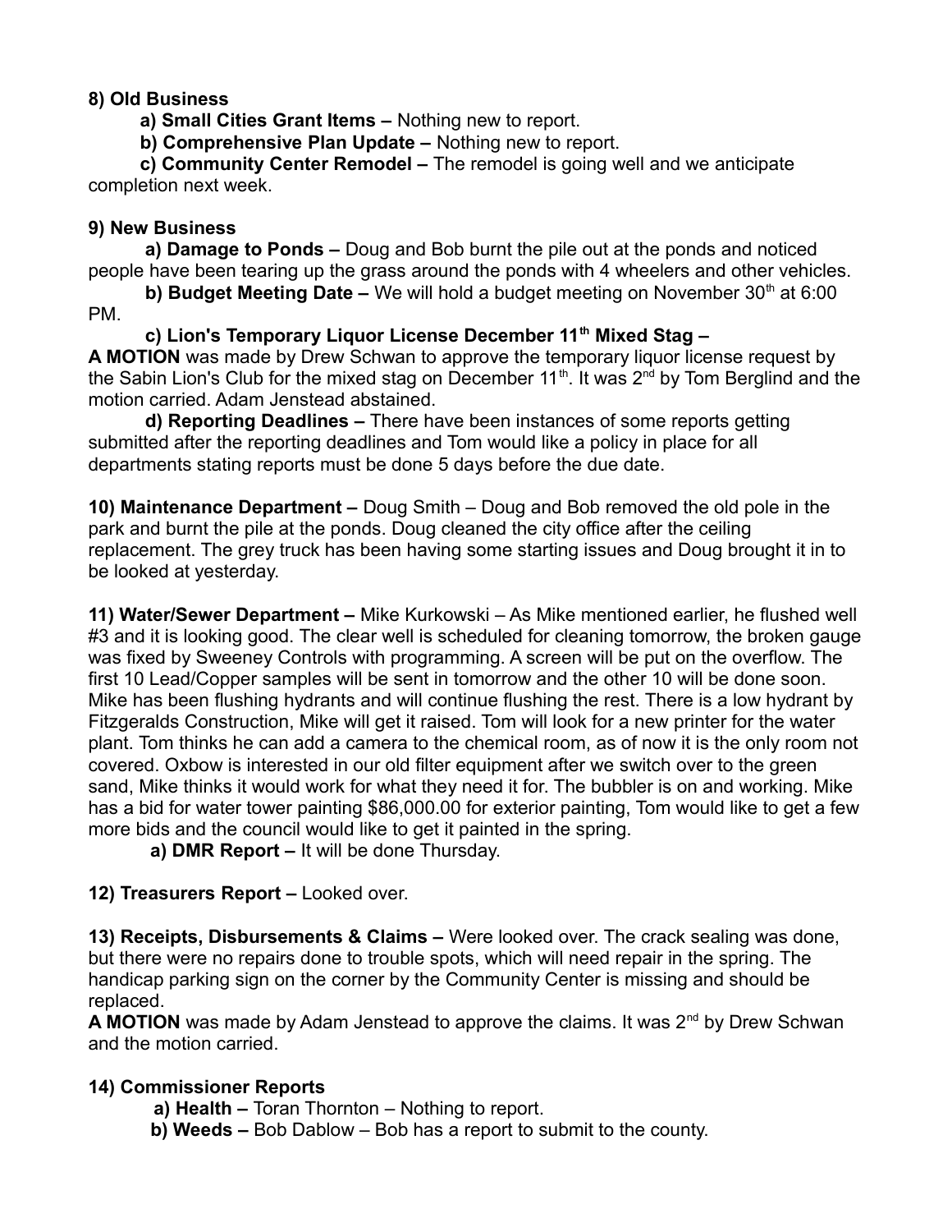**8) Old Business**

**a) Small Cities Grant Items –** Nothing new to report.

**b) Comprehensive Plan Update –** Nothing new to report.

**c) Community Center Remodel –** The remodel is going well and we anticipate completion next week.

**9) New Business**

**a) Damage to Ponds –** Doug and Bob burnt the pile out at the ponds and noticed people have been tearing up the grass around the ponds with 4 wheelers and other vehicles.

**b) Budget Meeting Date –** We will hold a budget meeting on November 30th at 6:00 PM.

**c) Lion's Temporary Liquor License December 11th Mixed Stag –**

**A MOTION** was made by Drew Schwan to approve the temporary liquor license request by the Sabin Lion's Club for the mixed stag on December 11th. It was 2nd by Tom Berglind and the motion carried. Adam Jenstead abstained.

**d) Reporting Deadlines –** There have been instances of some reports getting submitted after the reporting deadlines and Tom would like a policy in place for all departments stating reports must be done 5 days before the due date.

**10) Maintenance Department –** Doug Smith – Doug and Bob removed the old pole in the park and burnt the pile at the ponds. Doug cleaned the city office after the ceiling replacement. The grey truck has been having some starting issues and Doug brought it in to be looked at yesterday.

**11) Water/Sewer Department –** Mike Kurkowski – As Mike mentioned earlier, he flushed well #3 and it is looking good. The clear well is scheduled for cleaning tomorrow, the broken gauge was fixed by Sweeney Controls with programming. A screen will be put on the overflow. The first 10 Lead/Copper samples will be sent in tomorrow and the other 10 will be done soon. Mike has been flushing hydrants and will continue flushing the rest. There is a low hydrant by Fitzgeralds Construction, Mike will get it raised. Tom will look for a new printer for the water plant. Tom thinks he can add a camera to the chemical room, as of now it is the only room not covered. Oxbow is interested in our old filter equipment after we switch over to the green sand, Mike thinks it would work for what they need it for. The bubbler is on and working. Mike has a bid for water tower painting $86,000.00 for exterior painting, Tom would like to get a few more bids and the council would like to get it painted in the spring.

**a) DMR Report –** It will be done Thursday.

**12) Treasurers Report –** Looked over.

**13) Receipts, Disbursements & Claims –** Were looked over. The crack sealing was done, but there were no repairs done to trouble spots, which will need repair in the spring. The handicap parking sign on the corner by the Community Center is missing and should be replaced.

**A MOTION** was made by Adam Jenstead to approve the claims. It was 2nd by Drew Schwan and the motion carried.

**14) Commissioner Reports**

**a) Health –** Toran Thornton – Nothing to report.

**b) Weeds –** Bob Dablow – Bob has a report to submit to the county.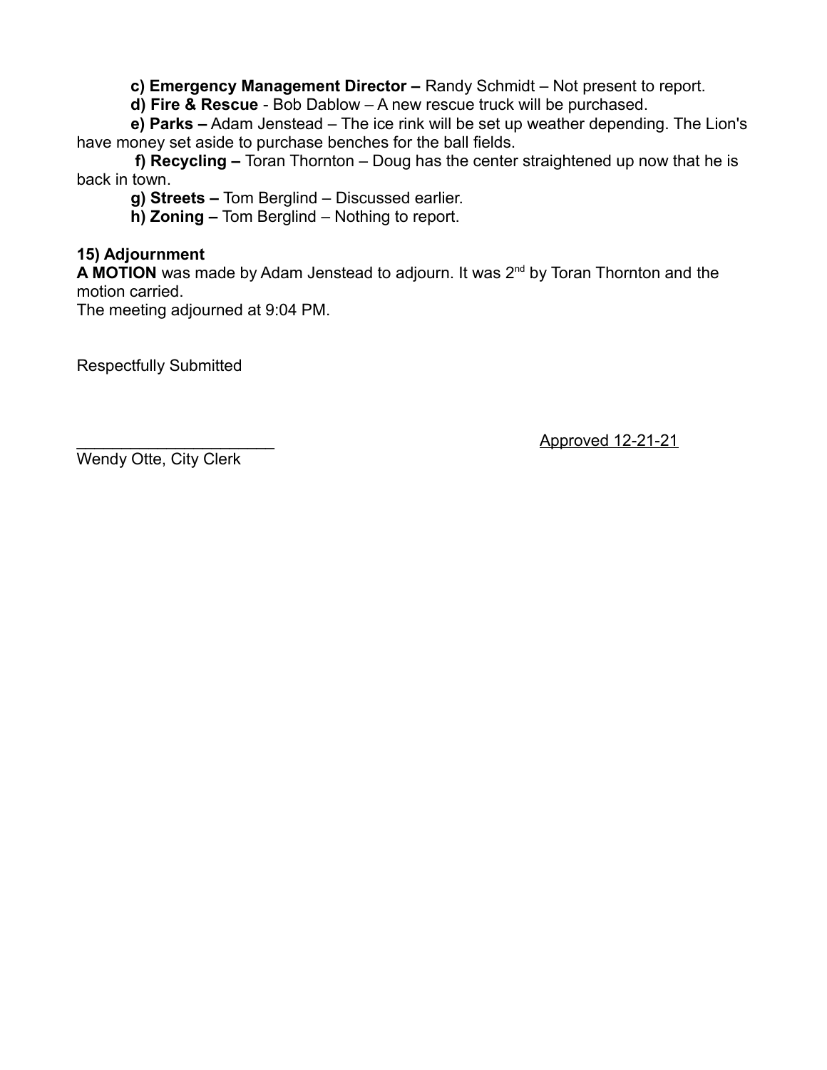**c) Emergency Management Director –** Randy Schmidt – Not present to report.

**d) Fire & Rescue** - Bob Dablow – A new rescue truck will be purchased.

**e) Parks –** Adam Jenstead – The ice rink will be set up weather depending. The Lion's have money set aside to purchase benches for the ball fields.

**f) Recycling –** Toran Thornton – Doug has the center straightened up now that he is back in town.

**g) Streets –** Tom Berglind – Discussed earlier.

**h) Zoning –** Tom Berglind – Nothing to report.

**15) Adjournment**

**A MOTION** was made by Adam Jenstead to adjourn. It was 2nd by Toran Thornton and the motion carried.

The meeting adjourned at 9:04 PM.

Respectfully Submitted

______________________

Wendy Otte, City Clerk

Approved 12-21-21